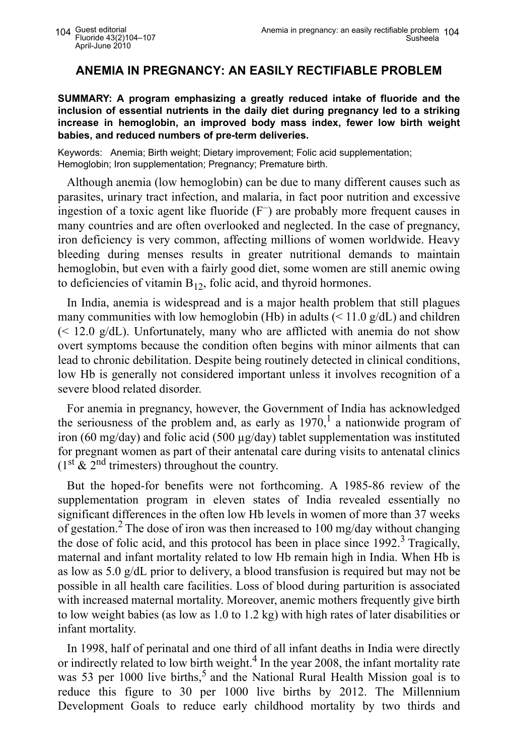# ANEMIA IN PREGNANCY: AN EASILY RECTIFIABLE PROBLEM

**SUMMARY: A program emphasizing a greatly reduced intake of fluoride and the inclusion of essential nutrients in the daily diet during pregnancy led to a striking increase in hemoglobin, an improved body mass index, fewer low birth weight babies, and reduced numbers of pre-term deliveries.**

Keywords: Anemia; Birth weight; Dietary improvement; Folic acid supplementation; Hemoglobin; Iron supplementation; Pregnancy; Premature birth.

Although anemia (low hemoglobin) can be due to many different causes such as parasites, urinary tract infection, and malaria, in fact poor nutrition and excessive ingestion of a toxic agent like fluoride ($F^-$) are probably more frequent causes in many countries and are often overlooked and neglected. In the case of pregnancy, iron deficiency is very common, affecting millions of women worldwide. Heavy bleeding during menses results in greater nutritional demands to maintain hemoglobin, but even with a fairly good diet, some women are still anemic owing to deficiencies of vitamin $B_{12}$, folic acid, and thyroid hormones.

In India, anemia is widespread and is a major health problem that still plagues many communities with low hemoglobin (Hb) in adults (< 11.0 g/dL) and children (< 12.0 g/dL). Unfortunately, many who are afflicted with anemia do not show overt symptoms because the condition often begins with minor ailments that can lead to chronic debilitation. Despite being routinely detected in clinical conditions, low Hb is generally not considered important unless it involves recognition of a severe blood related disorder.

For anemia in pregnancy, however, the Government of India has acknowledged the seriousness of the problem and, as early as 1970,[1] a nationwide program of iron (60 mg/day) and folic acid (500 µg/day) tablet supplementation was instituted for pregnant women as part of their antenatal care during visits to antenatal clinics (1st & 2nd trimesters) throughout the country.

But the hoped-for benefits were not forthcoming. A 1985-86 review of the supplementation program in eleven states of India revealed essentially no significant differences in the often low Hb levels in women of more than 37 weeks of gestation.[2] The dose of iron was then increased to 100 mg/day without changing the dose of folic acid, and this protocol has been in place since 1992.[3] Tragically, maternal and infant mortality related to low Hb remain high in India. When Hb is as low as 5.0 g/dL prior to delivery, a blood transfusion is required but may not be possible in all health care facilities. Loss of blood during parturition is associated with increased maternal mortality. Moreover, anemic mothers frequently give birth to low weight babies (as low as 1.0 to 1.2 kg) with high rates of later disabilities or infant mortality.

In 1998, half of perinatal and one third of all infant deaths in India were directly or indirectly related to low birth weight.[4] In the year 2008, the infant mortality rate was 53 per 1000 live births,[5] and the National Rural Health Mission goal is to reduce this figure to 30 per 1000 live births by 2012. The Millennium Development Goals to reduce early childhood mortality by two thirds and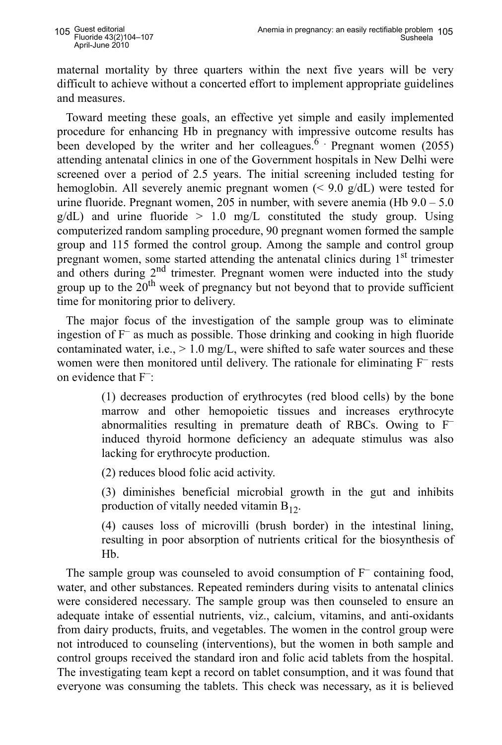maternal mortality by three quarters within the next five years will be very difficult to achieve without a concerted effort to implement appropriate guidelines and measures.

Toward meeting these goals, an effective yet simple and easily implemented procedure for enhancing Hb in pregnancy with impressive outcome results has been developed by the writer and her colleagues.[6] Pregnant women (2055) attending antenatal clinics in one of the Government hospitals in New Delhi were screened over a period of 2.5 years. The initial screening included testing for hemoglobin. All severely anemic pregnant women (< 9.0 g/dL) were tested for urine fluoride. Pregnant women, 205 in number, with severe anemia (Hb 9.0 – 5.0 g/dL) and urine fluoride > 1.0 mg/L constituted the study group. Using computerized random sampling procedure, 90 pregnant women formed the sample group and 115 formed the control group. Among the sample and control group pregnant women, some started attending the antenatal clinics during 1st trimester and others during 2nd trimester. Pregnant women were inducted into the study group up to the 20th week of pregnancy but not beyond that to provide sufficient time for monitoring prior to delivery.

The major focus of the investigation of the sample group was to eliminate ingestion of $F^-$ as much as possible. Those drinking and cooking in high fluoride contaminated water, i.e., > 1.0 mg/L, were shifted to safe water sources and these women were then monitored until delivery. The rationale for eliminating $F^-$ rests on evidence that $F^-$:

> (1) decreases production of erythrocytes (red blood cells) by the bone marrow and other hemopoietic tissues and increases erythrocyte abnormalities resulting in premature death of RBCs. Owing to $F^-$ induced thyroid hormone deficiency an adequate stimulus was also lacking for erythrocyte production.
>
> (2) reduces blood folic acid activity.
>
> (3) diminishes beneficial microbial growth in the gut and inhibits production of vitally needed vitamin $B_{12}$.
>
> (4) causes loss of microvilli (brush border) in the intestinal lining, resulting in poor absorption of nutrients critical for the biosynthesis of Hb.

The sample group was counseled to avoid consumption of $F^-$ containing food, water, and other substances. Repeated reminders during visits to antenatal clinics were considered necessary. The sample group was then counseled to ensure an adequate intake of essential nutrients, viz., calcium, vitamins, and anti-oxidants from dairy products, fruits, and vegetables. The women in the control group were not introduced to counseling (interventions), but the women in both sample and control groups received the standard iron and folic acid tablets from the hospital. The investigating team kept a record on tablet consumption, and it was found that everyone was consuming the tablets. This check was necessary, as it is believed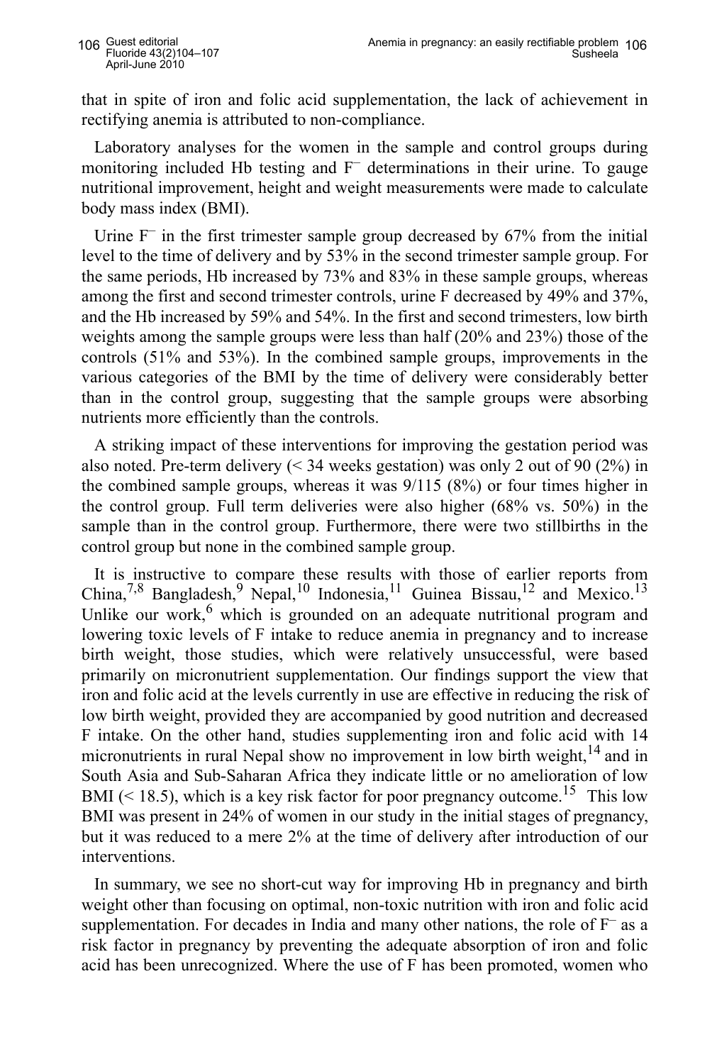that in spite of iron and folic acid supplementation, the lack of achievement in rectifying anemia is attributed to non-compliance.

Laboratory analyses for the women in the sample and control groups during monitoring included Hb testing and $F^{-}$ determinations in their urine. To gauge nutritional improvement, height and weight measurements were made to calculate body mass index (BMI).

Urine $F^{-}$ in the first trimester sample group decreased by 67% from the initial level to the time of delivery and by 53% in the second trimester sample group. For the same periods, Hb increased by 73% and 83% in these sample groups, whereas among the first and second trimester controls, urine F decreased by 49% and 37%, and the Hb increased by 59% and 54%. In the first and second trimesters, low birth weights among the sample groups were less than half (20% and 23%) those of the controls (51% and 53%). In the combined sample groups, improvements in the various categories of the BMI by the time of delivery were considerably better than in the control group, suggesting that the sample groups were absorbing nutrients more efficiently than the controls.

A striking impact of these interventions for improving the gestation period was also noted. Pre-term delivery (< 34 weeks gestation) was only 2 out of 90 (2%) in the combined sample groups, whereas it was 9/115 (8%) or four times higher in the control group. Full term deliveries were also higher (68% vs. 50%) in the sample than in the control group. Furthermore, there were two stillbirths in the control group but none in the combined sample group.

It is instructive to compare these results with those of earlier reports from China,[7,8] Bangladesh,[9] Nepal,[10] Indonesia,[11] Guinea Bissau,[12] and Mexico.[13] Unlike our work,[6] which is grounded on an adequate nutritional program and lowering toxic levels of F intake to reduce anemia in pregnancy and to increase birth weight, those studies, which were relatively unsuccessful, were based primarily on micronutrient supplementation. Our findings support the view that iron and folic acid at the levels currently in use are effective in reducing the risk of low birth weight, provided they are accompanied by good nutrition and decreased F intake. On the other hand, studies supplementing iron and folic acid with 14 micronutrients in rural Nepal show no improvement in low birth weight,[14] and in South Asia and Sub-Saharan Africa they indicate little or no amelioration of low BMI (< 18.5), which is a key risk factor for poor pregnancy outcome.[15] This low BMI was present in 24% of women in our study in the initial stages of pregnancy, but it was reduced to a mere 2% at the time of delivery after introduction of our interventions.

In summary, we see no short-cut way for improving Hb in pregnancy and birth weight other than focusing on optimal, non-toxic nutrition with iron and folic acid supplementation. For decades in India and many other nations, the role of $F^{-}$ as a risk factor in pregnancy by preventing the adequate absorption of iron and folic acid has been unrecognized. Where the use of F has been promoted, women who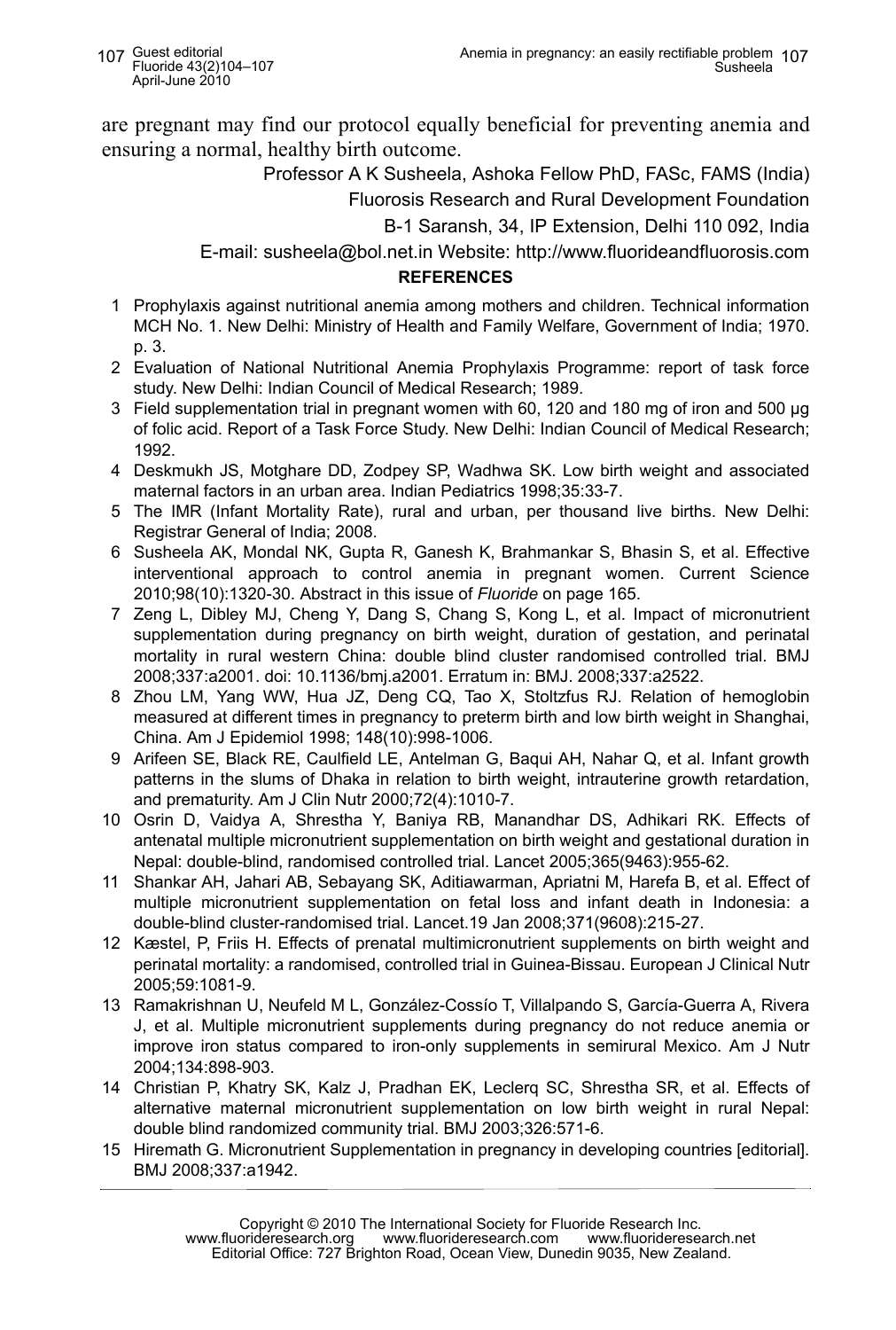are pregnant may find our protocol equally beneficial for preventing anemia and ensuring a normal, healthy birth outcome.

Professor A K Susheela, Ashoka Fellow PhD, FASc, FAMS (India)
Fluorosis Research and Rural Development Foundation
B-1 Saransh, 34, IP Extension, Delhi 110 092, India
E-mail: susheela@bol.net.in Website: http://www.fluorideandfluorosis.com

## REFERENCES

1. Prophylaxis against nutritional anemia among mothers and children. Technical information MCH No. 1. New Delhi: Ministry of Health and Family Welfare, Government of India; 1970. p. 3.
2. Evaluation of National Nutritional Anemia Prophylaxis Programme: report of task force study. New Delhi: Indian Council of Medical Research; 1989.
3. Field supplementation trial in pregnant women with 60, 120 and 180 mg of iron and 500 µg of folic acid. Report of a Task Force Study. New Delhi: Indian Council of Medical Research; 1992.
4. Deskmukh JS, Motghare DD, Zodpey SP, Wadhwa SK. Low birth weight and associated maternal factors in an urban area. Indian Pediatrics 1998;35:33-7.
5. The IMR (Infant Mortality Rate), rural and urban, per thousand live births. New Delhi: Registrar General of India; 2008.
6. Susheela AK, Mondal NK, Gupta R, Ganesh K, Brahmankar S, Bhasin S, et al. Effective interventional approach to control anemia in pregnant women. Current Science 2010;98(10):1320-30. Abstract in this issue of *Fluoride* on page 165.
7. Zeng L, Dibley MJ, Cheng Y, Dang S, Chang S, Kong L, et al. Impact of micronutrient supplementation during pregnancy on birth weight, duration of gestation, and perinatal mortality in rural western China: double blind cluster randomised controlled trial. BMJ 2008;337:a2001. doi: 10.1136/bmj.a2001. Erratum in: BMJ. 2008;337:a2522.
8. Zhou LM, Yang WW, Hua JZ, Deng CQ, Tao X, Stoltzfus RJ. Relation of hemoglobin measured at different times in pregnancy to preterm birth and low birth weight in Shanghai, China. Am J Epidemiol 1998; 148(10):998-1006.
9. Arifeen SE, Black RE, Caulfield LE, Antelman G, Baqui AH, Nahar Q, et al. Infant growth patterns in the slums of Dhaka in relation to birth weight, intrauterine growth retardation, and prematurity. Am J Clin Nutr 2000;72(4):1010-7.
10. Osrin D, Vaidya A, Shrestha Y, Baniya RB, Manandhar DS, Adhikari RK. Effects of antenatal multiple micronutrient supplementation on birth weight and gestational duration in Nepal: double-blind, randomised controlled trial. Lancet 2005;365(9463):955-62.
11. Shankar AH, Jahari AB, Sebayang SK, Aditiawarman, Apriatni M, Harefa B, et al. Effect of multiple micronutrient supplementation on fetal loss and infant death in Indonesia: a double-blind cluster-randomised trial. Lancet.19 Jan 2008;371(9608):215-27.
12. Kæstel, P, Friis H. Effects of prenatal multimicronutrient supplements on birth weight and perinatal mortality: a randomised, controlled trial in Guinea-Bissau. European J Clinical Nutr 2005;59:1081-9.
13. Ramakrishnan U, Neufeld M L, González-Cossío T, Villalpando S, García-Guerra A, Rivera J, et al. Multiple micronutrient supplements during pregnancy do not reduce anemia or improve iron status compared to iron-only supplements in semirural Mexico. Am J Nutr 2004;134:898-903.
14. Christian P, Khatry SK, Kalz J, Pradhan EK, Leclerq SC, Shrestha SR, et al. Effects of alternative maternal micronutrient supplementation on low birth weight in rural Nepal: double blind randomized community trial. BMJ 2003;326:571-6.
15. Hiremath G. Micronutrient Supplementation in pregnancy in developing countries [editorial]. BMJ 2008;337:a1942.